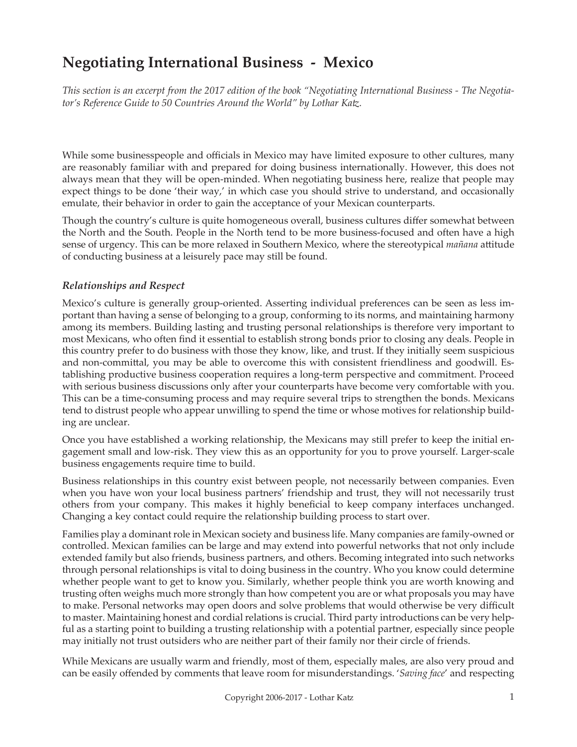# Negotiating International Business - Mexico

*This section is an excerpt from the 2017 edition of the book "Negotiating International Business - The Negotiator's Reference Guide to 50 Countries Around the World" by Lothar Katz.*

While some businesspeople and officials in Mexico may have limited exposure to other cultures, many are reasonably familiar with and prepared for doing business internationally. However, this does not always mean that they will be open-minded. When negotiating business here, realize that people may expect things to be done 'their way,' in which case you should strive to understand, and occasionally emulate, their behavior in order to gain the acceptance of your Mexican counterparts.

Though the country's culture is quite homogeneous overall, business cultures differ somewhat between the North and the South. People in the North tend to be more business-focused and often have a high sense of urgency. This can be more relaxed in Southern Mexico, where the stereotypical *mañana* attitude of conducting business at a leisurely pace may still be found.

### *Relationships and Respect*

Mexico's culture is generally group-oriented. Asserting individual preferences can be seen as less important than having a sense of belonging to a group, conforming to its norms, and maintaining harmony among its members. Building lasting and trusting personal relationships is therefore very important to most Mexicans, who often find it essential to establish strong bonds prior to closing any deals. People in this country prefer to do business with those they know, like, and trust. If they initially seem suspicious and non-committal, you may be able to overcome this with consistent friendliness and goodwill. Establishing productive business cooperation requires a long-term perspective and commitment. Proceed with serious business discussions only after your counterparts have become very comfortable with you. This can be a time-consuming process and may require several trips to strengthen the bonds. Mexicans tend to distrust people who appear unwilling to spend the time or whose motives for relationship building are unclear.

Once you have established a working relationship, the Mexicans may still prefer to keep the initial engagement small and low-risk. They view this as an opportunity for you to prove yourself. Larger-scale business engagements require time to build.

Business relationships in this country exist between people, not necessarily between companies. Even when you have won your local business partners' friendship and trust, they will not necessarily trust others from your company. This makes it highly beneficial to keep company interfaces unchanged. Changing a key contact could require the relationship building process to start over.

Families play a dominant role in Mexican society and business life. Many companies are family-owned or controlled. Mexican families can be large and may extend into powerful networks that not only include extended family but also friends, business partners, and others. Becoming integrated into such networks through personal relationships is vital to doing business in the country. Who you know could determine whether people want to get to know you. Similarly, whether people think you are worth knowing and trusting often weighs much more strongly than how competent you are or what proposals you may have to make. Personal networks may open doors and solve problems that would otherwise be very difficult to master. Maintaining honest and cordial relations is crucial. Third party introductions can be very helpful as a starting point to building a trusting relationship with a potential partner, especially since people may initially not trust outsiders who are neither part of their family nor their circle of friends.

While Mexicans are usually warm and friendly, most of them, especially males, are also very proud and can be easily offended by comments that leave room for misunderstandings. '*Saving face*' and respecting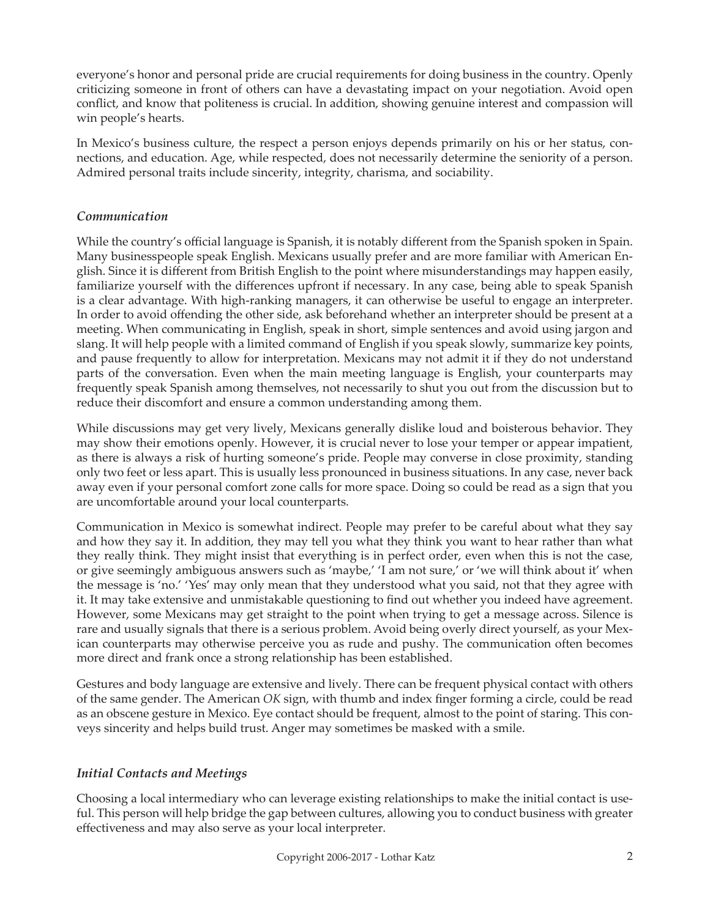everyone's honor and personal pride are crucial requirements for doing business in the country. Openly criticizing someone in front of others can have a devastating impact on your negotiation. Avoid open conflict, and know that politeness is crucial. In addition, showing genuine interest and compassion will win people's hearts.

In Mexico's business culture, the respect a person enjoys depends primarily on his or her status, connections, and education. Age, while respected, does not necessarily determine the seniority of a person. Admired personal traits include sincerity, integrity, charisma, and sociability.

### *Communication*

While the country's official language is Spanish, it is notably different from the Spanish spoken in Spain. Many businesspeople speak English. Mexicans usually prefer and are more familiar with American English. Since it is different from British English to the point where misunderstandings may happen easily, familiarize yourself with the differences upfront if necessary. In any case, being able to speak Spanish is a clear advantage. With high-ranking managers, it can otherwise be useful to engage an interpreter. In order to avoid offending the other side, ask beforehand whether an interpreter should be present at a meeting. When communicating in English, speak in short, simple sentences and avoid using jargon and slang. It will help people with a limited command of English if you speak slowly, summarize key points, and pause frequently to allow for interpretation. Mexicans may not admit it if they do not understand parts of the conversation. Even when the main meeting language is English, your counterparts may frequently speak Spanish among themselves, not necessarily to shut you out from the discussion but to reduce their discomfort and ensure a common understanding among them.

While discussions may get very lively, Mexicans generally dislike loud and boisterous behavior. They may show their emotions openly. However, it is crucial never to lose your temper or appear impatient, as there is always a risk of hurting someone's pride. People may converse in close proximity, standing only two feet or less apart. This is usually less pronounced in business situations. In any case, never back away even if your personal comfort zone calls for more space. Doing so could be read as a sign that you are uncomfortable around your local counterparts.

Communication in Mexico is somewhat indirect. People may prefer to be careful about what they say and how they say it. In addition, they may tell you what they think you want to hear rather than what they really think. They might insist that everything is in perfect order, even when this is not the case, or give seemingly ambiguous answers such as 'maybe,' 'I am not sure,' or 'we will think about it' when the message is 'no.' 'Yes' may only mean that they understood what you said, not that they agree with it. It may take extensive and unmistakable questioning to find out whether you indeed have agreement. However, some Mexicans may get straight to the point when trying to get a message across. Silence is rare and usually signals that there is a serious problem. Avoid being overly direct yourself, as your Mexican counterparts may otherwise perceive you as rude and pushy. The communication often becomes more direct and frank once a strong relationship has been established.

Gestures and body language are extensive and lively. There can be frequent physical contact with others of the same gender. The American *OK* sign, with thumb and index finger forming a circle, could be read as an obscene gesture in Mexico. Eye contact should be frequent, almost to the point of staring. This conveys sincerity and helps build trust. Anger may sometimes be masked with a smile.

### *Initial Contacts and Meetings*

Choosing a local intermediary who can leverage existing relationships to make the initial contact is useful. This person will help bridge the gap between cultures, allowing you to conduct business with greater effectiveness and may also serve as your local interpreter.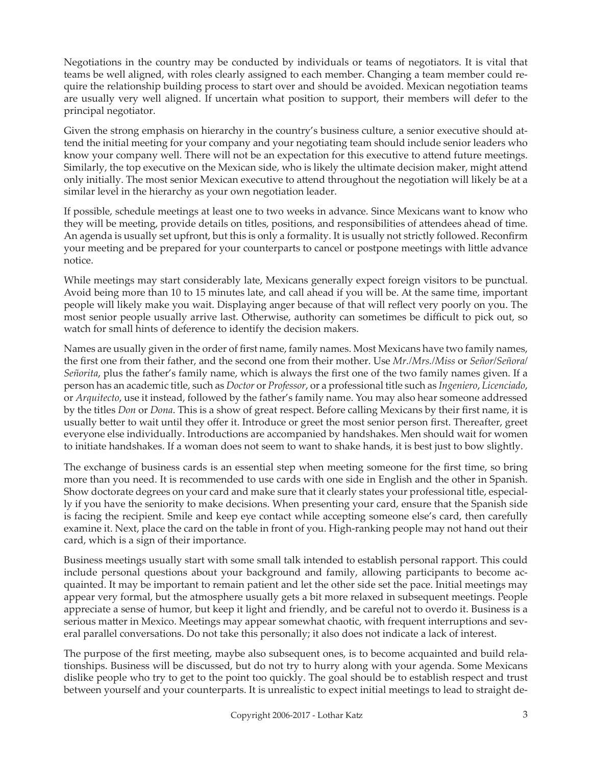Negotiations in the country may be conducted by individuals or teams of negotiators. It is vital that teams be well aligned, with roles clearly assigned to each member. Changing a team member could require the relationship building process to start over and should be avoided. Mexican negotiation teams are usually very well aligned. If uncertain what position to support, their members will defer to the principal negotiator.

Given the strong emphasis on hierarchy in the country's business culture, a senior executive should attend the initial meeting for your company and your negotiating team should include senior leaders who know your company well. There will not be an expectation for this executive to attend future meetings. Similarly, the top executive on the Mexican side, who is likely the ultimate decision maker, might attend only initially. The most senior Mexican executive to attend throughout the negotiation will likely be at a similar level in the hierarchy as your own negotiation leader.

If possible, schedule meetings at least one to two weeks in advance. Since Mexicans want to know who they will be meeting, provide details on titles, positions, and responsibilities of attendees ahead of time. An agenda is usually set upfront, but this is only a formality. It is usually not strictly followed. Reconfirm your meeting and be prepared for your counterparts to cancel or postpone meetings with little advance notice.

While meetings may start considerably late, Mexicans generally expect foreign visitors to be punctual. Avoid being more than 10 to 15 minutes late, and call ahead if you will be. At the same time, important people will likely make you wait. Displaying anger because of that will reflect very poorly on you. The most senior people usually arrive last. Otherwise, authority can sometimes be difficult to pick out, so watch for small hints of deference to identify the decision makers.

Names are usually given in the order of first name, family names. Most Mexicans have two family names, the first one from their father, and the second one from their mother. Use *Mr./Mrs./Miss* or *Señor/Señora/Señorita*, plus the father's family name, which is always the first one of the two family names given. If a person has an academic title, such as *Doctor* or *Professor*, or a professional title such as *Ingeniero*, *Licenciado*, or *Arquitecto*, use it instead, followed by the father's family name. You may also hear someone addressed by the titles *Don* or *Dona*. This is a show of great respect. Before calling Mexicans by their first name, it is usually better to wait until they offer it. Introduce or greet the most senior person first. Thereafter, greet everyone else individually. Introductions are accompanied by handshakes. Men should wait for women to initiate handshakes. If a woman does not seem to want to shake hands, it is best just to bow slightly.

The exchange of business cards is an essential step when meeting someone for the first time, so bring more than you need. It is recommended to use cards with one side in English and the other in Spanish. Show doctorate degrees on your card and make sure that it clearly states your professional title, especially if you have the seniority to make decisions. When presenting your card, ensure that the Spanish side is facing the recipient. Smile and keep eye contact while accepting someone else's card, then carefully examine it. Next, place the card on the table in front of you. High-ranking people may not hand out their card, which is a sign of their importance.

Business meetings usually start with some small talk intended to establish personal rapport. This could include personal questions about your background and family, allowing participants to become acquainted. It may be important to remain patient and let the other side set the pace. Initial meetings may appear very formal, but the atmosphere usually gets a bit more relaxed in subsequent meetings. People appreciate a sense of humor, but keep it light and friendly, and be careful not to overdo it. Business is a serious matter in Mexico. Meetings may appear somewhat chaotic, with frequent interruptions and several parallel conversations. Do not take this personally; it also does not indicate a lack of interest.

The purpose of the first meeting, maybe also subsequent ones, is to become acquainted and build relationships. Business will be discussed, but do not try to hurry along with your agenda. Some Mexicans dislike people who try to get to the point too quickly. The goal should be to establish respect and trust between yourself and your counterparts. It is unrealistic to expect initial meetings to lead to straight de-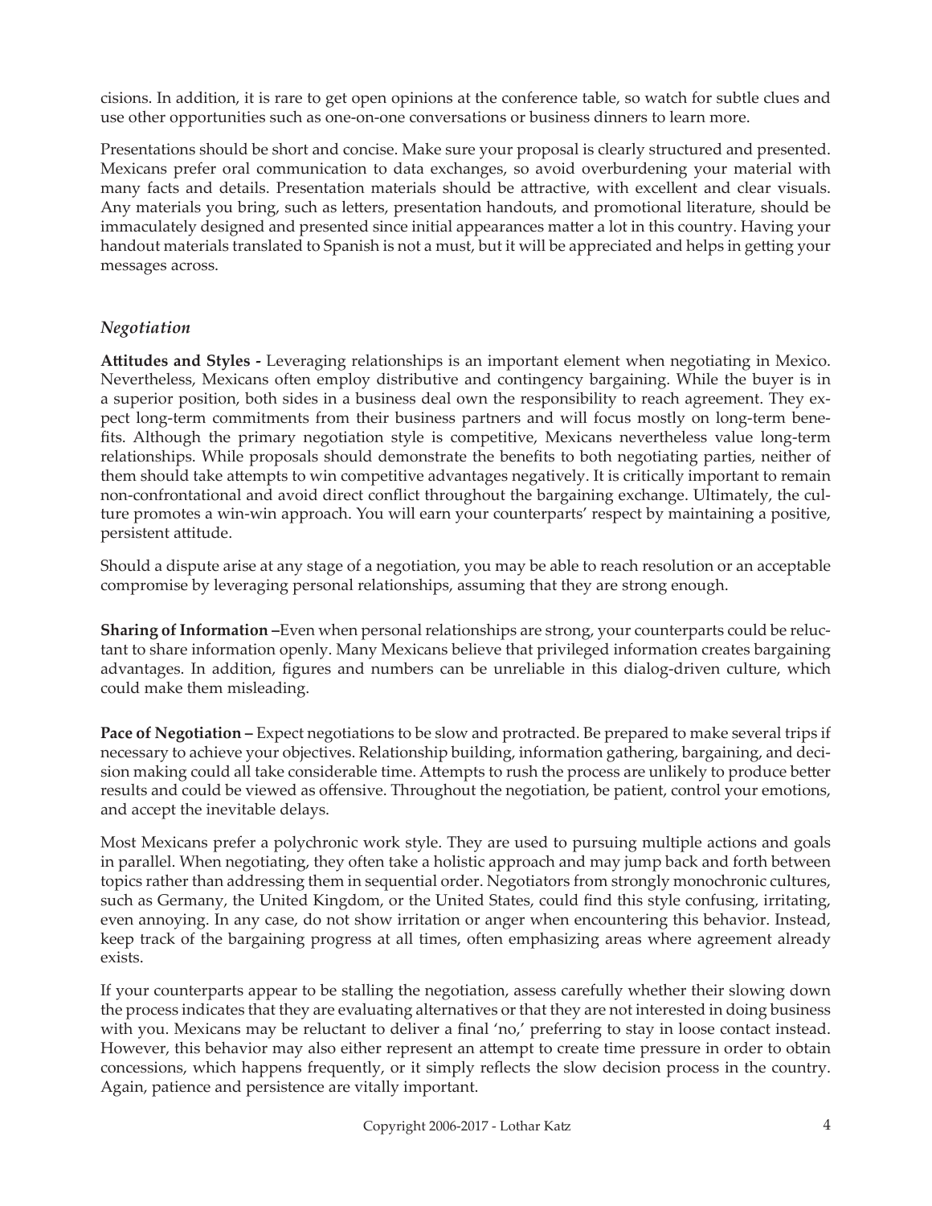cisions. In addition, it is rare to get open opinions at the conference table, so watch for subtle clues and use other opportunities such as one-on-one conversations or business dinners to learn more.

Presentations should be short and concise. Make sure your proposal is clearly structured and presented. Mexicans prefer oral communication to data exchanges, so avoid overburdening your material with many facts and details. Presentation materials should be attractive, with excellent and clear visuals. Any materials you bring, such as letters, presentation handouts, and promotional literature, should be immaculately designed and presented since initial appearances matter a lot in this country. Having your handout materials translated to Spanish is not a must, but it will be appreciated and helps in getting your messages across.

### *Negotiation*

**Attitudes and Styles -** Leveraging relationships is an important element when negotiating in Mexico. Nevertheless, Mexicans often employ distributive and contingency bargaining. While the buyer is in a superior position, both sides in a business deal own the responsibility to reach agreement. They expect long-term commitments from their business partners and will focus mostly on long-term benefits. Although the primary negotiation style is competitive, Mexicans nevertheless value long-term relationships. While proposals should demonstrate the benefits to both negotiating parties, neither of them should take attempts to win competitive advantages negatively. It is critically important to remain non-confrontational and avoid direct conflict throughout the bargaining exchange. Ultimately, the culture promotes a win-win approach. You will earn your counterparts' respect by maintaining a positive, persistent attitude.

Should a dispute arise at any stage of a negotiation, you may be able to reach resolution or an acceptable compromise by leveraging personal relationships, assuming that they are strong enough.

**Sharing of Information –**Even when personal relationships are strong, your counterparts could be reluctant to share information openly. Many Mexicans believe that privileged information creates bargaining advantages. In addition, figures and numbers can be unreliable in this dialog-driven culture, which could make them misleading.

**Pace of Negotiation –** Expect negotiations to be slow and protracted. Be prepared to make several trips if necessary to achieve your objectives. Relationship building, information gathering, bargaining, and decision making could all take considerable time. Attempts to rush the process are unlikely to produce better results and could be viewed as offensive. Throughout the negotiation, be patient, control your emotions, and accept the inevitable delays.

Most Mexicans prefer a polychronic work style. They are used to pursuing multiple actions and goals in parallel. When negotiating, they often take a holistic approach and may jump back and forth between topics rather than addressing them in sequential order. Negotiators from strongly monochronic cultures, such as Germany, the United Kingdom, or the United States, could find this style confusing, irritating, even annoying. In any case, do not show irritation or anger when encountering this behavior. Instead, keep track of the bargaining progress at all times, often emphasizing areas where agreement already exists.

If your counterparts appear to be stalling the negotiation, assess carefully whether their slowing down the process indicates that they are evaluating alternatives or that they are not interested in doing business with you. Mexicans may be reluctant to deliver a final 'no,' preferring to stay in loose contact instead. However, this behavior may also either represent an attempt to create time pressure in order to obtain concessions, which happens frequently, or it simply reflects the slow decision process in the country. Again, patience and persistence are vitally important.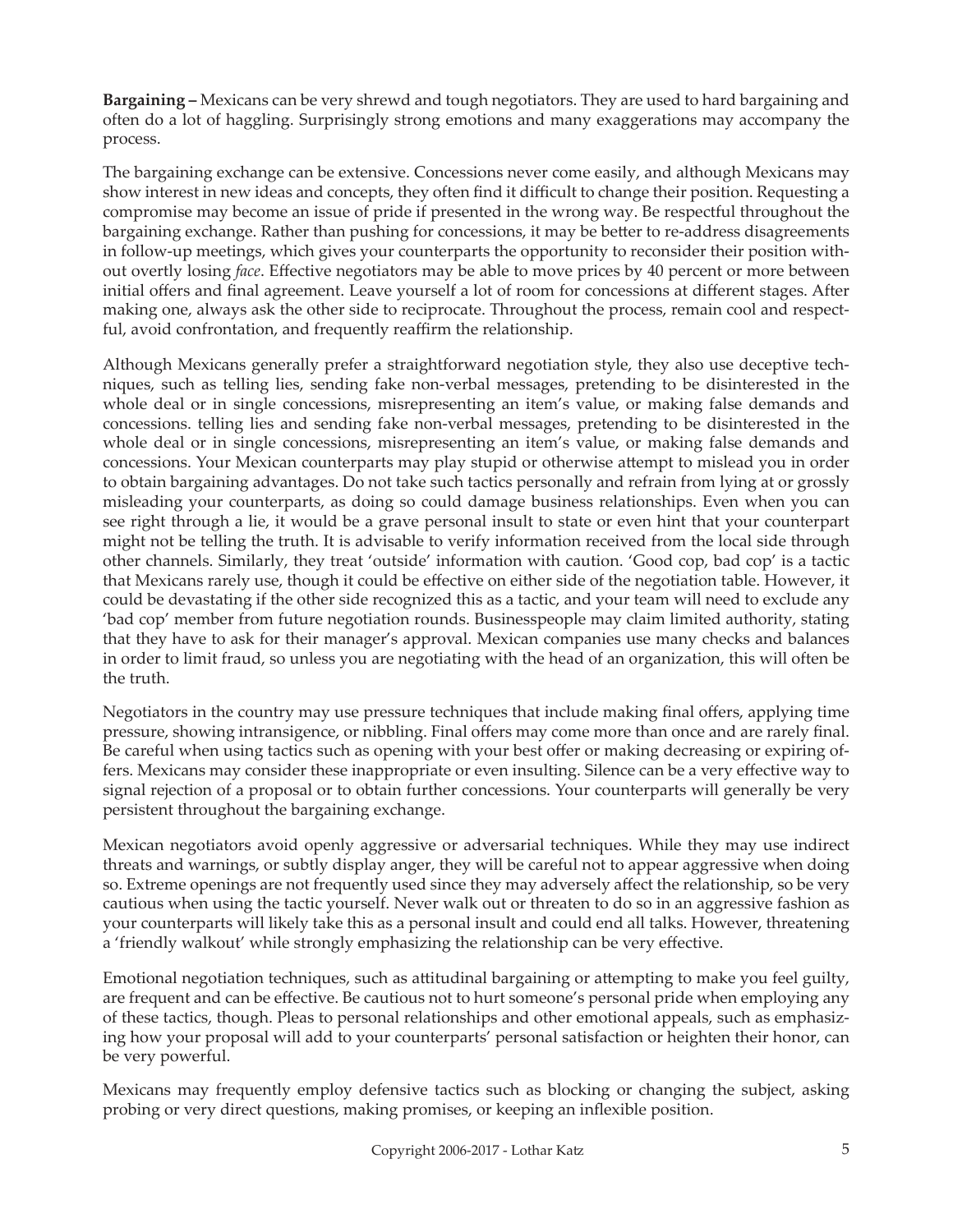**Bargaining –** Mexicans can be very shrewd and tough negotiators. They are used to hard bargaining and often do a lot of haggling. Surprisingly strong emotions and many exaggerations may accompany the process.

The bargaining exchange can be extensive. Concessions never come easily, and although Mexicans may show interest in new ideas and concepts, they often find it difficult to change their position. Requesting a compromise may become an issue of pride if presented in the wrong way. Be respectful throughout the bargaining exchange. Rather than pushing for concessions, it may be better to re-address disagreements in follow-up meetings, which gives your counterparts the opportunity to reconsider their position without overtly losing *face*. Effective negotiators may be able to move prices by 40 percent or more between initial offers and final agreement. Leave yourself a lot of room for concessions at different stages. After making one, always ask the other side to reciprocate. Throughout the process, remain cool and respectful, avoid confrontation, and frequently reaffirm the relationship.

Although Mexicans generally prefer a straightforward negotiation style, they also use deceptive techniques, such as telling lies, sending fake non-verbal messages, pretending to be disinterested in the whole deal or in single concessions, misrepresenting an item's value, or making false demands and concessions. telling lies and sending fake non-verbal messages, pretending to be disinterested in the whole deal or in single concessions, misrepresenting an item's value, or making false demands and concessions. Your Mexican counterparts may play stupid or otherwise attempt to mislead you in order to obtain bargaining advantages. Do not take such tactics personally and refrain from lying at or grossly misleading your counterparts, as doing so could damage business relationships. Even when you can see right through a lie, it would be a grave personal insult to state or even hint that your counterpart might not be telling the truth. It is advisable to verify information received from the local side through other channels. Similarly, they treat 'outside' information with caution. 'Good cop, bad cop' is a tactic that Mexicans rarely use, though it could be effective on either side of the negotiation table. However, it could be devastating if the other side recognized this as a tactic, and your team will need to exclude any 'bad cop' member from future negotiation rounds. Businesspeople may claim limited authority, stating that they have to ask for their manager's approval. Mexican companies use many checks and balances in order to limit fraud, so unless you are negotiating with the head of an organization, this will often be the truth.

Negotiators in the country may use pressure techniques that include making final offers, applying time pressure, showing intransigence, or nibbling. Final offers may come more than once and are rarely final. Be careful when using tactics such as opening with your best offer or making decreasing or expiring offers. Mexicans may consider these inappropriate or even insulting. Silence can be a very effective way to signal rejection of a proposal or to obtain further concessions. Your counterparts will generally be very persistent throughout the bargaining exchange.

Mexican negotiators avoid openly aggressive or adversarial techniques. While they may use indirect threats and warnings, or subtly display anger, they will be careful not to appear aggressive when doing so. Extreme openings are not frequently used since they may adversely affect the relationship, so be very cautious when using the tactic yourself. Never walk out or threaten to do so in an aggressive fashion as your counterparts will likely take this as a personal insult and could end all talks. However, threatening a 'friendly walkout' while strongly emphasizing the relationship can be very effective.

Emotional negotiation techniques, such as attitudinal bargaining or attempting to make you feel guilty, are frequent and can be effective. Be cautious not to hurt someone's personal pride when employing any of these tactics, though. Pleas to personal relationships and other emotional appeals, such as emphasizing how your proposal will add to your counterparts' personal satisfaction or heighten their honor, can be very powerful.

Mexicans may frequently employ defensive tactics such as blocking or changing the subject, asking probing or very direct questions, making promises, or keeping an inflexible position.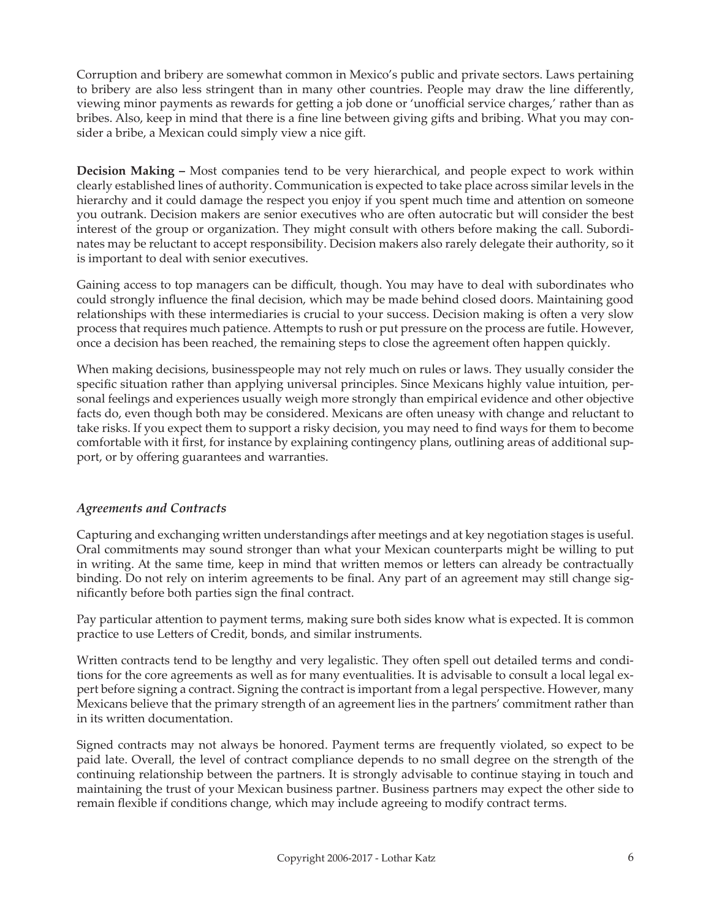Corruption and bribery are somewhat common in Mexico's public and private sectors. Laws pertaining to bribery are also less stringent than in many other countries. People may draw the line differently, viewing minor payments as rewards for getting a job done or 'unofficial service charges,' rather than as bribes. Also, keep in mind that there is a fine line between giving gifts and bribing. What you may consider a bribe, a Mexican could simply view a nice gift.

**Decision Making –** Most companies tend to be very hierarchical, and people expect to work within clearly established lines of authority. Communication is expected to take place across similar levels in the hierarchy and it could damage the respect you enjoy if you spent much time and attention on someone you outrank. Decision makers are senior executives who are often autocratic but will consider the best interest of the group or organization. They might consult with others before making the call. Subordinates may be reluctant to accept responsibility. Decision makers also rarely delegate their authority, so it is important to deal with senior executives.

Gaining access to top managers can be difficult, though. You may have to deal with subordinates who could strongly influence the final decision, which may be made behind closed doors. Maintaining good relationships with these intermediaries is crucial to your success. Decision making is often a very slow process that requires much patience. Attempts to rush or put pressure on the process are futile. However, once a decision has been reached, the remaining steps to close the agreement often happen quickly.

When making decisions, businesspeople may not rely much on rules or laws. They usually consider the specific situation rather than applying universal principles. Since Mexicans highly value intuition, personal feelings and experiences usually weigh more strongly than empirical evidence and other objective facts do, even though both may be considered. Mexicans are often uneasy with change and reluctant to take risks. If you expect them to support a risky decision, you may need to find ways for them to become comfortable with it first, for instance by explaining contingency plans, outlining areas of additional support, or by offering guarantees and warranties.

### *Agreements and Contracts*

Capturing and exchanging written understandings after meetings and at key negotiation stages is useful. Oral commitments may sound stronger than what your Mexican counterparts might be willing to put in writing. At the same time, keep in mind that written memos or letters can already be contractually binding. Do not rely on interim agreements to be final. Any part of an agreement may still change significantly before both parties sign the final contract.

Pay particular attention to payment terms, making sure both sides know what is expected. It is common practice to use Letters of Credit, bonds, and similar instruments.

Written contracts tend to be lengthy and very legalistic. They often spell out detailed terms and conditions for the core agreements as well as for many eventualities. It is advisable to consult a local legal expert before signing a contract. Signing the contract is important from a legal perspective. However, many Mexicans believe that the primary strength of an agreement lies in the partners' commitment rather than in its written documentation.

Signed contracts may not always be honored. Payment terms are frequently violated, so expect to be paid late. Overall, the level of contract compliance depends to no small degree on the strength of the continuing relationship between the partners. It is strongly advisable to continue staying in touch and maintaining the trust of your Mexican business partner. Business partners may expect the other side to remain flexible if conditions change, which may include agreeing to modify contract terms.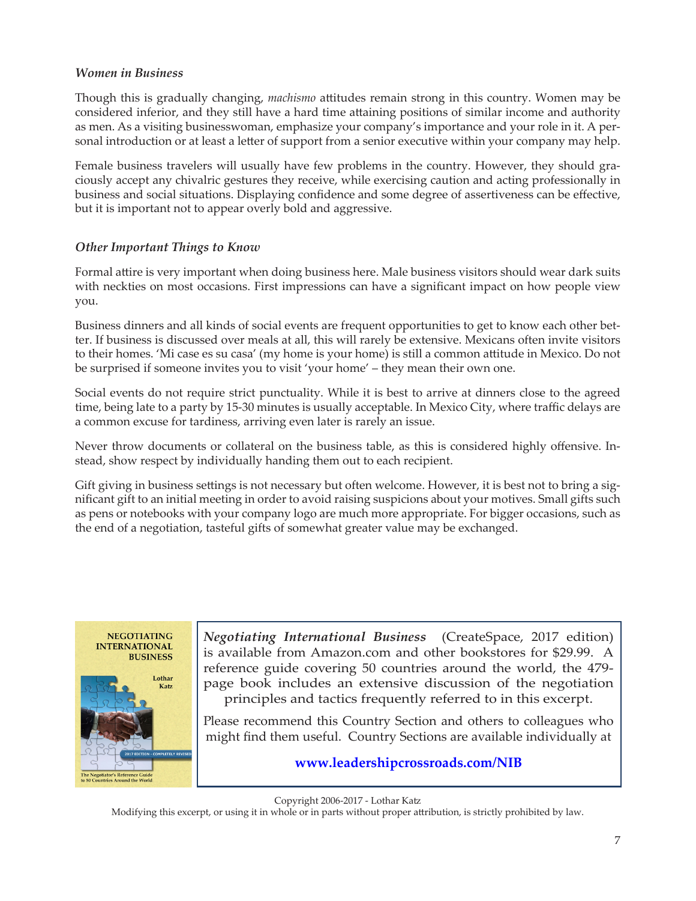### *Women in Business*

Though this is gradually changing, *machismo* attitudes remain strong in this country. Women may be considered inferior, and they still have a hard time attaining positions of similar income and authority as men. As a visiting businesswoman, emphasize your company's importance and your role in it. A personal introduction or at least a letter of support from a senior executive within your company may help.

Female business travelers will usually have few problems in the country. However, they should graciously accept any chivalric gestures they receive, while exercising caution and acting professionally in business and social situations. Displaying confidence and some degree of assertiveness can be effective, but it is important not to appear overly bold and aggressive.

### *Other Important Things to Know*

Formal attire is very important when doing business here. Male business visitors should wear dark suits with neckties on most occasions. First impressions can have a significant impact on how people view you.

Business dinners and all kinds of social events are frequent opportunities to get to know each other better. If business is discussed over meals at all, this will rarely be extensive. Mexicans often invite visitors to their homes. 'Mi case es su casa' (my home is your home) is still a common attitude in Mexico. Do not be surprised if someone invites you to visit 'your home' – they mean their own one.

Social events do not require strict punctuality. While it is best to arrive at dinners close to the agreed time, being late to a party by 15-30 minutes is usually acceptable. In Mexico City, where traffic delays are a common excuse for tardiness, arriving even later is rarely an issue.

Never throw documents or collateral on the business table, as this is considered highly offensive. Instead, show respect by individually handing them out to each recipient.

Gift giving in business settings is not necessary but often welcome. However, it is best not to bring a significant gift to an initial meeting in order to avoid raising suspicions about your motives. Small gifts such as pens or notebooks with your company logo are much more appropriate. For bigger occasions, such as the end of a negotiation, tasteful gifts of somewhat greater value may be exchanged.

NEGOTIATING INTERNATIONAL BUSINESS

Lothar Katz

2017 EDITION - COMPLETELY REVISED

The Negotiator's Reference Guide to 50 Countries Around the World

*Negotiating International Business* (CreateSpace, 2017 edition) is available from Amazon.com and other bookstores for $29.99. A reference guide covering 50 countries around the world, the 479-page book includes an extensive discussion of the negotiation principles and tactics frequently referred to in this excerpt.

Please recommend this Country Section and others to colleagues who might find them useful. Country Sections are available individually at

**www.leadershipcrossroads.com/NIB**

Copyright 2006-2017 - Lothar Katz

Modifying this excerpt, or using it in whole or in parts without proper attribution, is strictly prohibited by law.